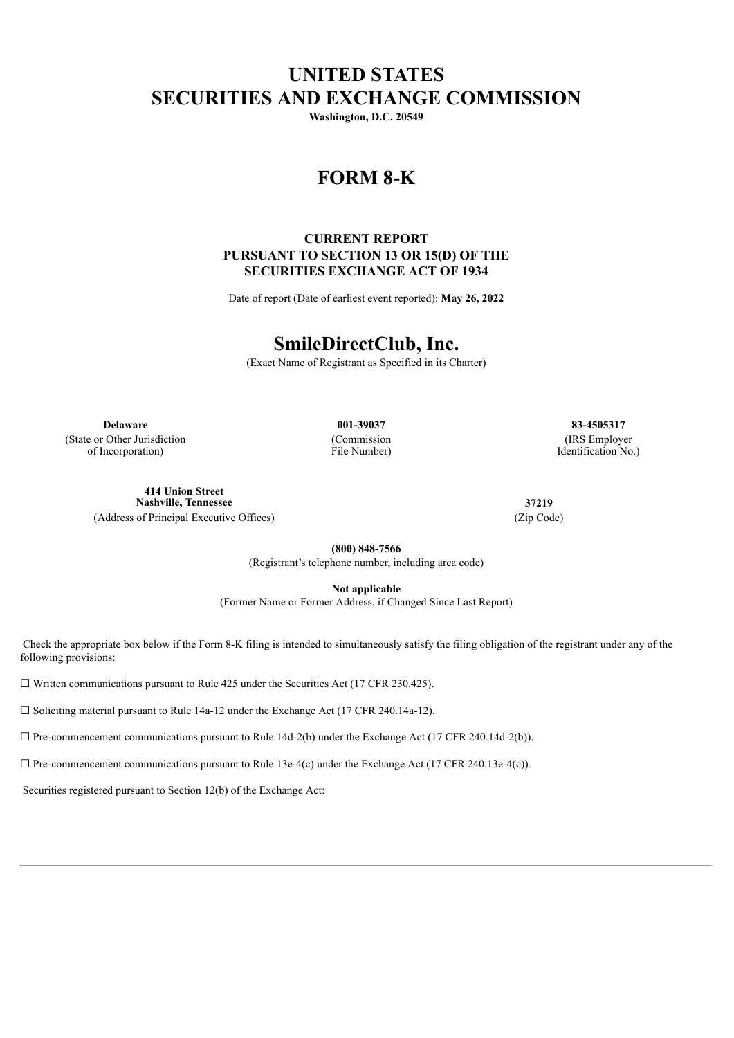# UNITED STATES
# SECURITIES AND EXCHANGE COMMISSION

**Washington, D.C. 20549**

# FORM 8-K

**CURRENT REPORT**
**PURSUANT TO SECTION 13 OR 15(D) OF THE**
**SECURITIES EXCHANGE ACT OF 1934**

Date of report (Date of earliest event reported): **May 26, 2022**

# SmileDirectClub, Inc.

(Exact Name of Registrant as Specified in its Charter)

| **Delaware** | **001-39037** | **83-4505317** |
|---|---|---|
| (State or Other Jurisdiction of Incorporation) | (Commission File Number) | (IRS Employer Identification No.) |

| **414 Union Street Nashville, Tennessee** | **37219** |
|---|---|
| (Address of Principal Executive Offices) | (Zip Code) |

**(800) 848-7566**
(Registrant's telephone number, including area code)

**Not applicable**
(Former Name or Former Address, if Changed Since Last Report)

Check the appropriate box below if the Form 8-K filing is intended to simultaneously satisfy the filing obligation of the registrant under any of the following provisions:

☐ Written communications pursuant to Rule 425 under the Securities Act (17 CFR 230.425).

☐ Soliciting material pursuant to Rule 14a-12 under the Exchange Act (17 CFR 240.14a-12).

☐ Pre-commencement communications pursuant to Rule 14d-2(b) under the Exchange Act (17 CFR 240.14d-2(b)).

☐ Pre-commencement communications pursuant to Rule 13e-4(c) under the Exchange Act (17 CFR 240.13e-4(c)).

Securities registered pursuant to Section 12(b) of the Exchange Act: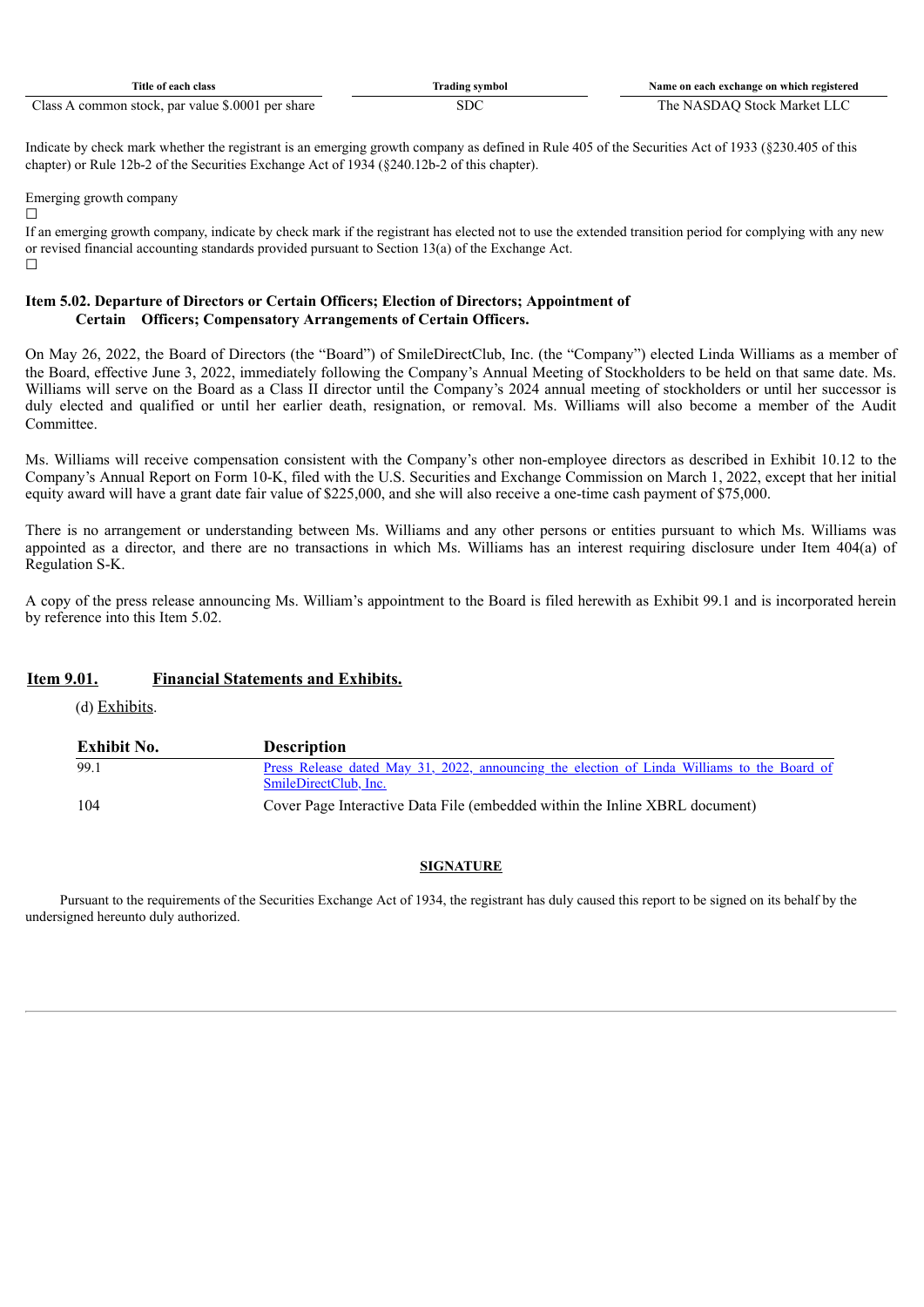| Title of each class | Trading symbol | Name on each exchange on which registered |
|---|---|---|
| Class A common stock, par value $.0001 per share | SDC | The NASDAQ Stock Market LLC |

Indicate by check mark whether the registrant is an emerging growth company as defined in Rule 405 of the Securities Act of 1933 (§230.405 of this chapter) or Rule 12b-2 of the Securities Exchange Act of 1934 (§240.12b-2 of this chapter).

Emerging growth company
☐

If an emerging growth company, indicate by check mark if the registrant has elected not to use the extended transition period for complying with any new or revised financial accounting standards provided pursuant to Section 13(a) of the Exchange Act.
☐

**Item 5.02. Departure of Directors or Certain Officers; Election of Directors; Appointment of Certain Officers; Compensatory Arrangements of Certain Officers.**

On May 26, 2022, the Board of Directors (the "Board") of SmileDirectClub, Inc. (the "Company") elected Linda Williams as a member of the Board, effective June 3, 2022, immediately following the Company's Annual Meeting of Stockholders to be held on that same date. Ms. Williams will serve on the Board as a Class II director until the Company's 2024 annual meeting of stockholders or until her successor is duly elected and qualified or until her earlier death, resignation, or removal. Ms. Williams will also become a member of the Audit Committee.

Ms. Williams will receive compensation consistent with the Company's other non-employee directors as described in Exhibit 10.12 to the Company's Annual Report on Form 10-K, filed with the U.S. Securities and Exchange Commission on March 1, 2022, except that her initial equity award will have a grant date fair value of $225,000, and she will also receive a one-time cash payment of $75,000.

There is no arrangement or understanding between Ms. Williams and any other persons or entities pursuant to which Ms. Williams was appointed as a director, and there are no transactions in which Ms. Williams has an interest requiring disclosure under Item 404(a) of Regulation S-K.

A copy of the press release announcing Ms. William's appointment to the Board is filed herewith as Exhibit 99.1 and is incorporated herein by reference into this Item 5.02.

**Item 9.01. Financial Statements and Exhibits.**

(d) Exhibits.

| Exhibit No. | Description |
|---|---|
| 99.1 | Press Release dated May 31, 2022, announcing the election of Linda Williams to the Board of SmileDirectClub, Inc. |
| 104 | Cover Page Interactive Data File (embedded within the Inline XBRL document) |

**SIGNATURE**

Pursuant to the requirements of the Securities Exchange Act of 1934, the registrant has duly caused this report to be signed on its behalf by the undersigned hereunto duly authorized.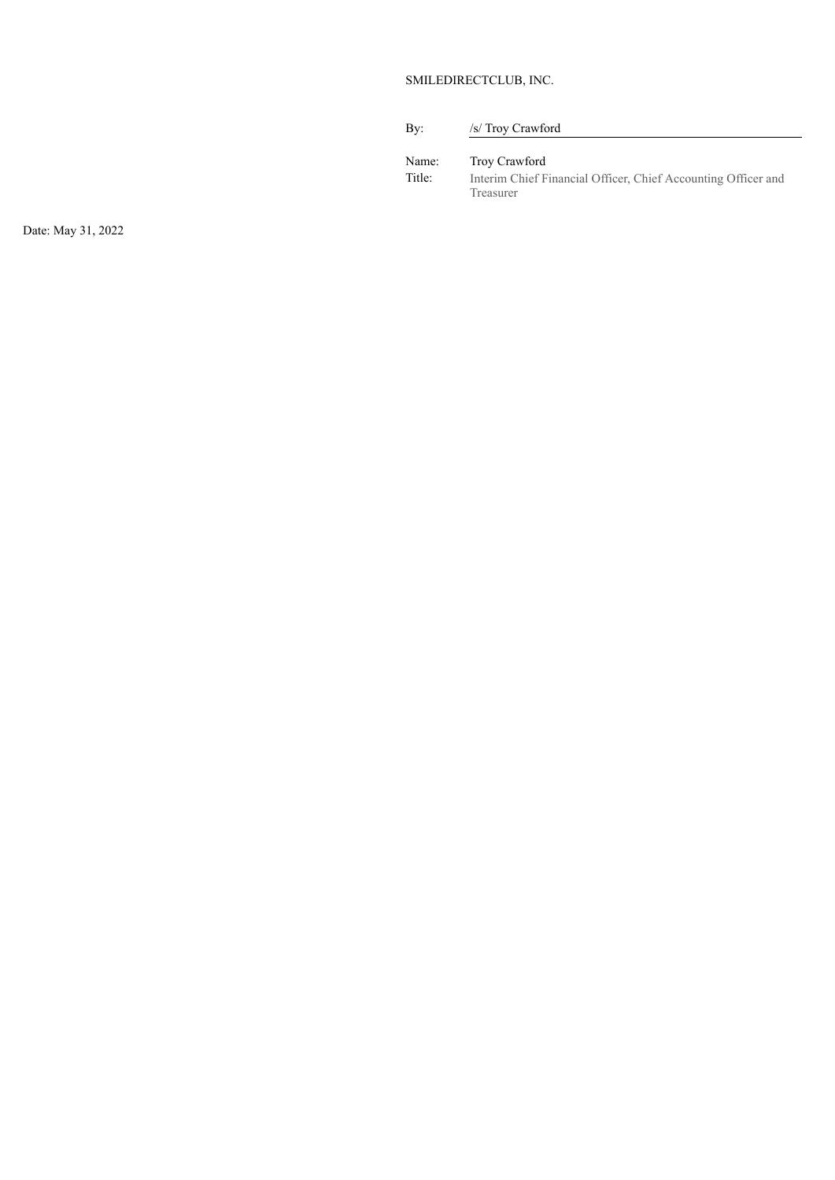SMILEDIRECTCLUB, INC.

| | |
|---|---|
| By: | /s/ Troy Crawford |
| Name: | Troy Crawford |
| Title: | Interim Chief Financial Officer, Chief Accounting Officer and Treasurer |

Date: May 31, 2022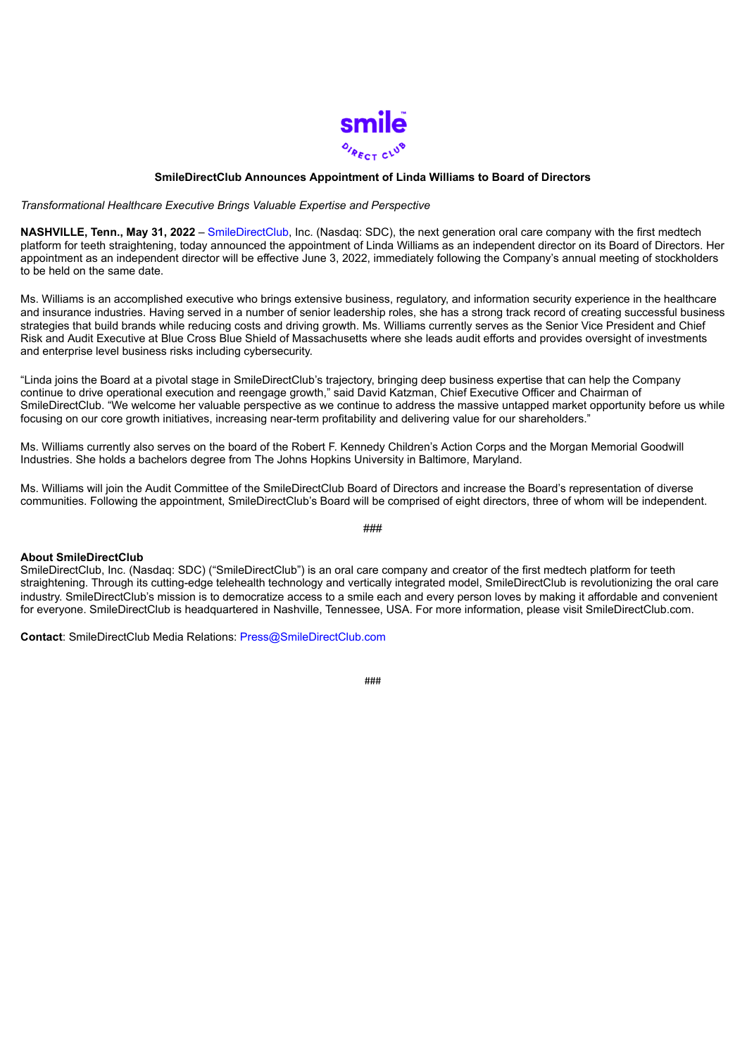smile DIRECT CLUB

**SmileDirectClub Announces Appointment of Linda Williams to Board of Directors**

*Transformational Healthcare Executive Brings Valuable Expertise and Perspective*

**NASHVILLE, Tenn., May 31, 2022** – SmileDirectClub, Inc. (Nasdaq: SDC), the next generation oral care company with the first medtech platform for teeth straightening, today announced the appointment of Linda Williams as an independent director on its Board of Directors. Her appointment as an independent director will be effective June 3, 2022, immediately following the Company's annual meeting of stockholders to be held on the same date.

Ms. Williams is an accomplished executive who brings extensive business, regulatory, and information security experience in the healthcare and insurance industries. Having served in a number of senior leadership roles, she has a strong track record of creating successful business strategies that build brands while reducing costs and driving growth. Ms. Williams currently serves as the Senior Vice President and Chief Risk and Audit Executive at Blue Cross Blue Shield of Massachusetts where she leads audit efforts and provides oversight of investments and enterprise level business risks including cybersecurity.

"Linda joins the Board at a pivotal stage in SmileDirectClub's trajectory, bringing deep business expertise that can help the Company continue to drive operational execution and reengage growth," said David Katzman, Chief Executive Officer and Chairman of SmileDirectClub. "We welcome her valuable perspective as we continue to address the massive untapped market opportunity before us while focusing on our core growth initiatives, increasing near-term profitability and delivering value for our shareholders."

Ms. Williams currently also serves on the board of the Robert F. Kennedy Children's Action Corps and the Morgan Memorial Goodwill Industries. She holds a bachelors degree from The Johns Hopkins University in Baltimore, Maryland.

Ms. Williams will join the Audit Committee of the SmileDirectClub Board of Directors and increase the Board's representation of diverse communities. Following the appointment, SmileDirectClub's Board will be comprised of eight directors, three of whom will be independent.

###

**About SmileDirectClub**

SmileDirectClub, Inc. (Nasdaq: SDC) ("SmileDirectClub") is an oral care company and creator of the first medtech platform for teeth straightening. Through its cutting-edge telehealth technology and vertically integrated model, SmileDirectClub is revolutionizing the oral care industry. SmileDirectClub's mission is to democratize access to a smile each and every person loves by making it affordable and convenient for everyone. SmileDirectClub is headquartered in Nashville, Tennessee, USA. For more information, please visit SmileDirectClub.com.

**Contact**: SmileDirectClub Media Relations: Press@SmileDirectClub.com

###